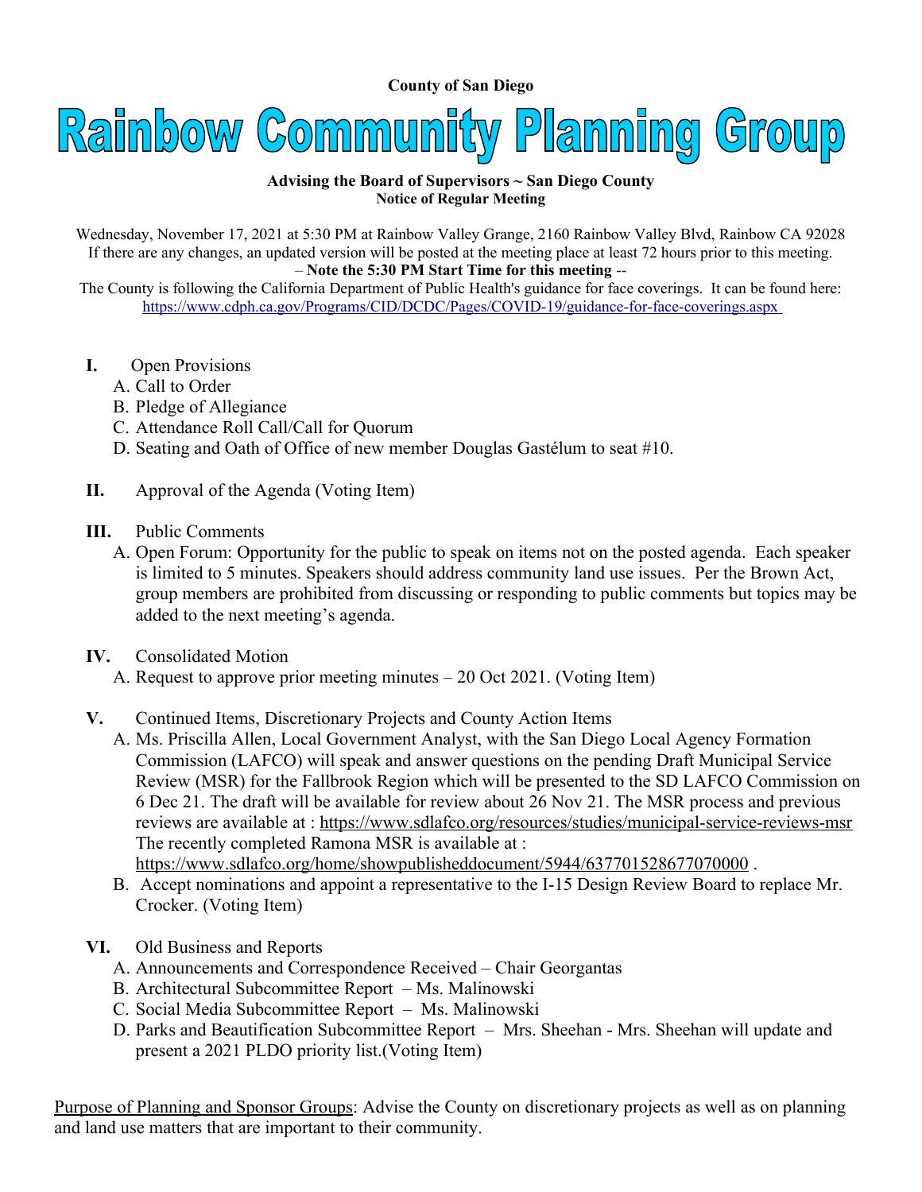**County of San Diego**

# Rainbow Community Planning Group

**Advising the Board of Supervisors ~ San Diego County**
**Notice of Regular Meeting**

Wednesday, November 17, 2021 at 5:30 PM at Rainbow Valley Grange, 2160 Rainbow Valley Blvd, Rainbow CA 92028
If there are any changes, an updated version will be posted at the meeting place at least 72 hours prior to this meeting.
– **Note the 5:30 PM Start Time for this meeting** --
The County is following the California Department of Public Health's guidance for face coverings. It can be found here: https://www.cdph.ca.gov/Programs/CID/DCDC/Pages/COVID-19/guidance-for-face-coverings.aspx

**I.** Open Provisions
- A. Call to Order
- B. Pledge of Allegiance
- C. Attendance Roll Call/Call for Quorum
- D. Seating and Oath of Office of new member Douglas Gastélum to seat #10.

**II.** Approval of the Agenda (Voting Item)

**III.** Public Comments
- A. Open Forum: Opportunity for the public to speak on items not on the posted agenda. Each speaker is limited to 5 minutes. Speakers should address community land use issues. Per the Brown Act, group members are prohibited from discussing or responding to public comments but topics may be added to the next meeting's agenda.

**IV.** Consolidated Motion
- A. Request to approve prior meeting minutes – 20 Oct 2021. (Voting Item)

**V.** Continued Items, Discretionary Projects and County Action Items
- A. Ms. Priscilla Allen, Local Government Analyst, with the San Diego Local Agency Formation Commission (LAFCO) will speak and answer questions on the pending Draft Municipal Service Review (MSR) for the Fallbrook Region which will be presented to the SD LAFCO Commission on 6 Dec 21. The draft will be available for review about 26 Nov 21. The MSR process and previous reviews are available at : https://www.sdlafco.org/resources/studies/municipal-service-reviews-msr The recently completed Ramona MSR is available at : https://www.sdlafco.org/home/showpublisheddocument/5944/637701528677070000 .
- B. Accept nominations and appoint a representative to the I-15 Design Review Board to replace Mr. Crocker. (Voting Item)

**VI.** Old Business and Reports
- A. Announcements and Correspondence Received – Chair Georgantas
- B. Architectural Subcommittee Report – Ms. Malinowski
- C. Social Media Subcommittee Report – Ms. Malinowski
- D. Parks and Beautification Subcommittee Report – Mrs. Sheehan - Mrs. Sheehan will update and present a 2021 PLDO priority list.(Voting Item)

Purpose of Planning and Sponsor Groups: Advise the County on discretionary projects as well as on planning and land use matters that are important to their community.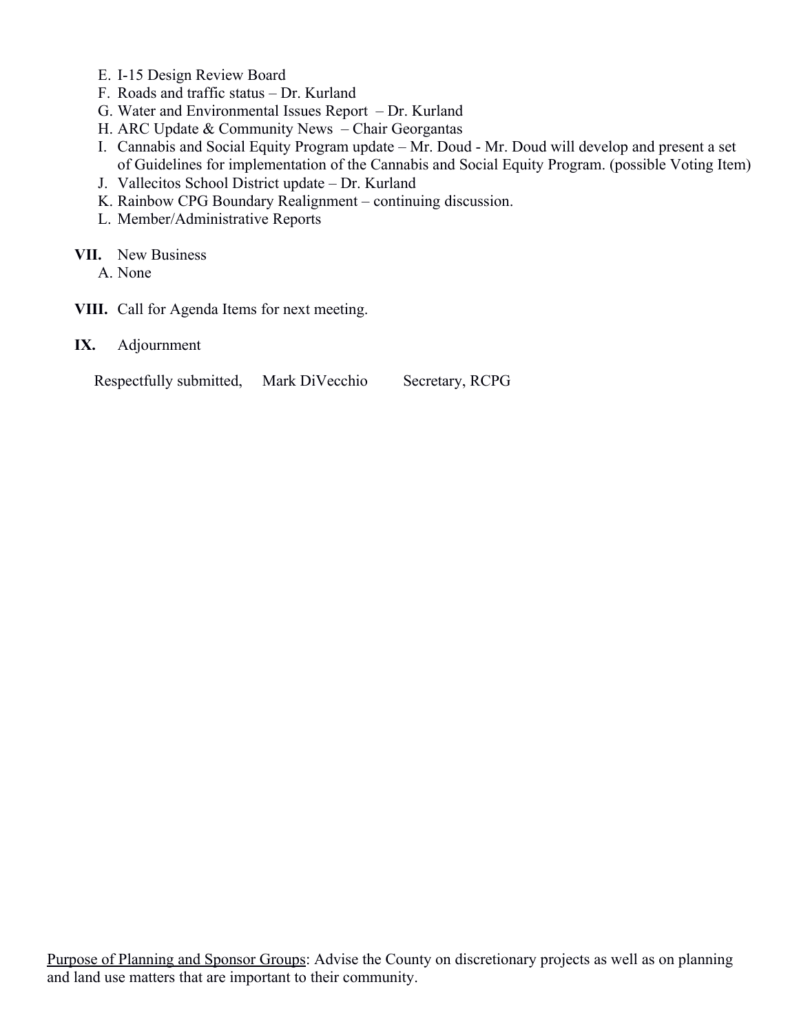E. I-15 Design Review Board
F. Roads and traffic status – Dr. Kurland
G. Water and Environmental Issues Report – Dr. Kurland
H. ARC Update & Community News – Chair Georgantas
I. Cannabis and Social Equity Program update – Mr. Doud - Mr. Doud will develop and present a set of Guidelines for implementation of the Cannabis and Social Equity Program. (possible Voting Item)
J. Vallecitos School District update – Dr. Kurland
K. Rainbow CPG Boundary Realignment – continuing discussion.
L. Member/Administrative Reports

**VII.** New Business
A. None

**VIII.** Call for Agenda Items for next meeting.

**IX.** Adjournment

Respectfully submitted, Mark DiVecchio Secretary, RCPG

<u>Purpose of Planning and Sponsor Groups</u>: Advise the County on discretionary projects as well as on planning and land use matters that are important to their community.